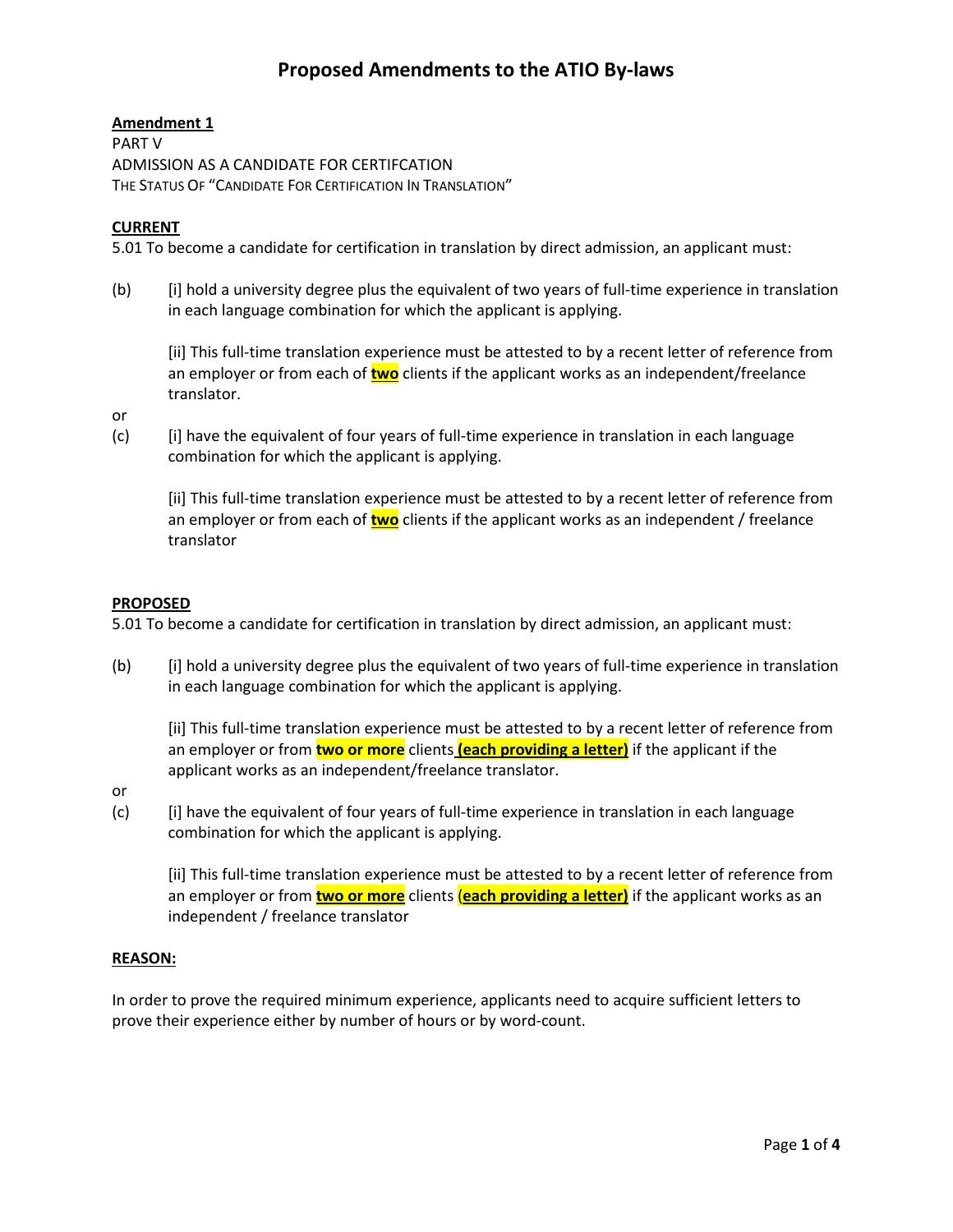# Proposed Amendments to the ATIO By-laws

**Amendment 1**

PART V

ADMISSION AS A CANDIDATE FOR CERTIFCATION

THE STATUS OF "CANDIDATE FOR CERTIFICATION IN TRANSLATION"

**CURRENT**

5.01 To become a candidate for certification in translation by direct admission, an applicant must:

(b) [i] hold a university degree plus the equivalent of two years of full-time experience in translation in each language combination for which the applicant is applying.

[ii] This full-time translation experience must be attested to by a recent letter of reference from an employer or from each of **two** clients if the applicant works as an independent/freelance translator.

or

(c) [i] have the equivalent of four years of full-time experience in translation in each language combination for which the applicant is applying.

[ii] This full-time translation experience must be attested to by a recent letter of reference from an employer or from each of **two** clients if the applicant works as an independent / freelance translator

**PROPOSED**

5.01 To become a candidate for certification in translation by direct admission, an applicant must:

(b) [i] hold a university degree plus the equivalent of two years of full-time experience in translation in each language combination for which the applicant is applying.

[ii] This full-time translation experience must be attested to by a recent letter of reference from an employer or from **two or more** clients **(each providing a letter)** if the applicant if the applicant works as an independent/freelance translator.

or

(c) [i] have the equivalent of four years of full-time experience in translation in each language combination for which the applicant is applying.

[ii] This full-time translation experience must be attested to by a recent letter of reference from an employer or from **two or more** clients **(each providing a letter)** if the applicant works as an independent / freelance translator

**REASON:**

In order to prove the required minimum experience, applicants need to acquire sufficient letters to prove their experience either by number of hours or by word-count.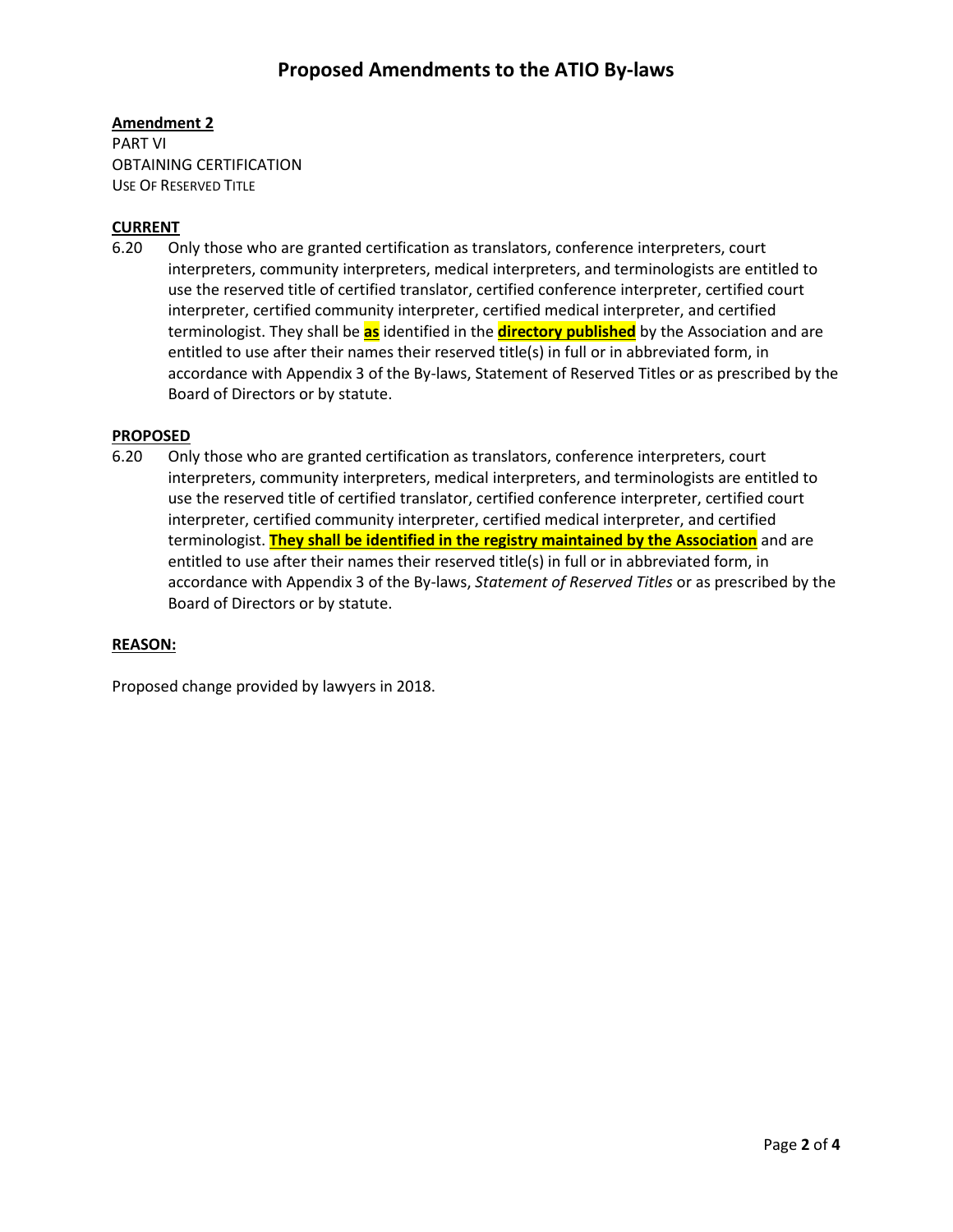# Proposed Amendments to the ATIO By-laws

**Amendment 2**

PART VI

OBTAINING CERTIFICATION

USE OF RESERVED TITLE

**CURRENT**

6.20 Only those who are granted certification as translators, conference interpreters, court interpreters, community interpreters, medical interpreters, and terminologists are entitled to use the reserved title of certified translator, certified conference interpreter, certified court interpreter, certified community interpreter, certified medical interpreter, and certified terminologist. They shall be **as** identified in the **directory published** by the Association and are entitled to use after their names their reserved title(s) in full or in abbreviated form, in accordance with Appendix 3 of the By-laws, Statement of Reserved Titles or as prescribed by the Board of Directors or by statute.

**PROPOSED**

6.20 Only those who are granted certification as translators, conference interpreters, court interpreters, community interpreters, medical interpreters, and terminologists are entitled to use the reserved title of certified translator, certified conference interpreter, certified court interpreter, certified community interpreter, certified medical interpreter, and certified terminologist. **They shall be identified in the registry maintained by the Association** and are entitled to use after their names their reserved title(s) in full or in abbreviated form, in accordance with Appendix 3 of the By-laws, *Statement of Reserved Titles* or as prescribed by the Board of Directors or by statute.

**REASON:**

Proposed change provided by lawyers in 2018.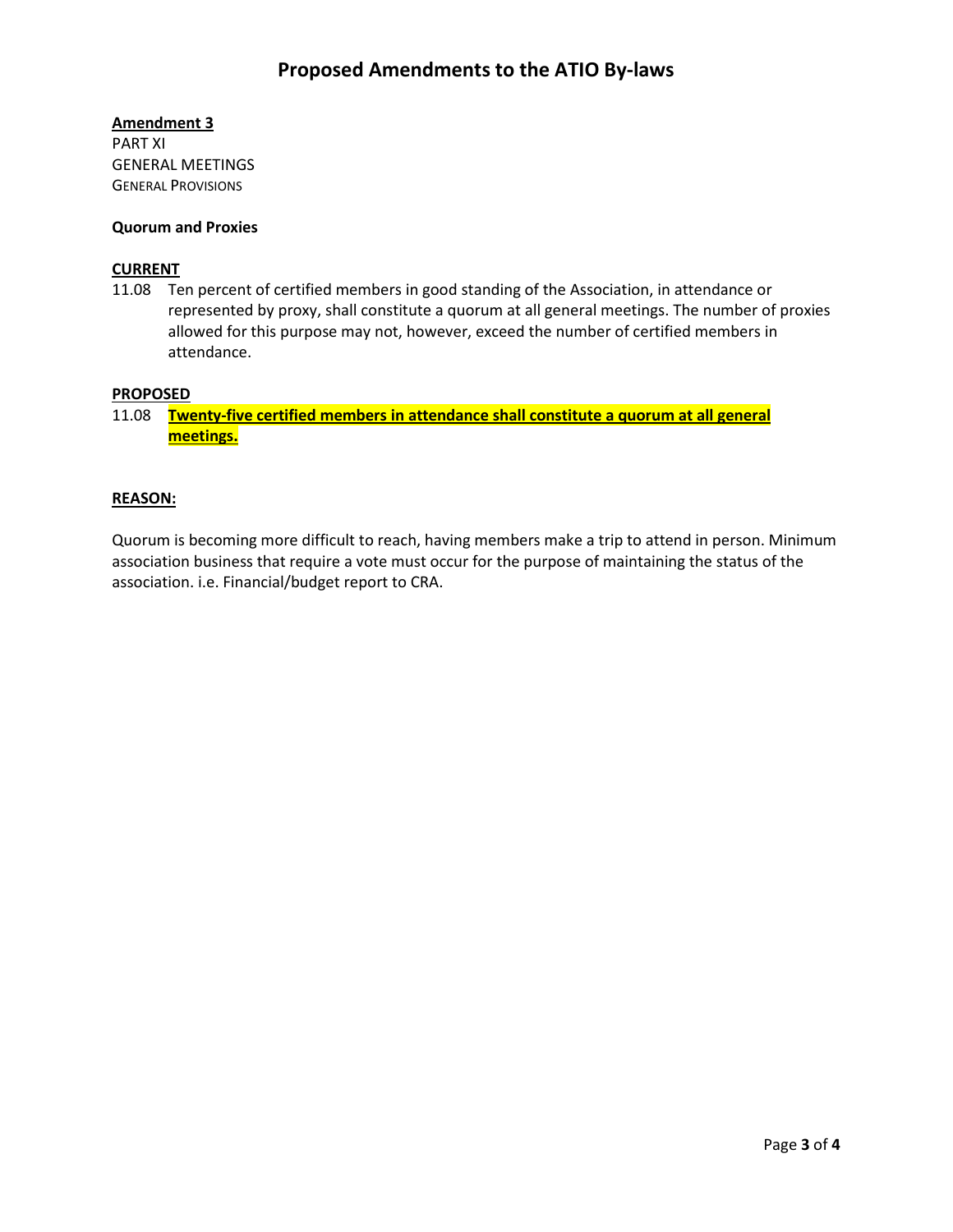# Proposed Amendments to the ATIO By-laws

**Amendment 3**

PART XI

GENERAL MEETINGS

GENERAL PROVISIONS

**Quorum and Proxies**

**CURRENT**

11.08 Ten percent of certified members in good standing of the Association, in attendance or represented by proxy, shall constitute a quorum at all general meetings. The number of proxies allowed for this purpose may not, however, exceed the number of certified members in attendance.

**PROPOSED**

11.08 **Twenty-five certified members in attendance shall constitute a quorum at all general meetings.**

**REASON:**

Quorum is becoming more difficult to reach, having members make a trip to attend in person. Minimum association business that require a vote must occur for the purpose of maintaining the status of the association. i.e. Financial/budget report to CRA.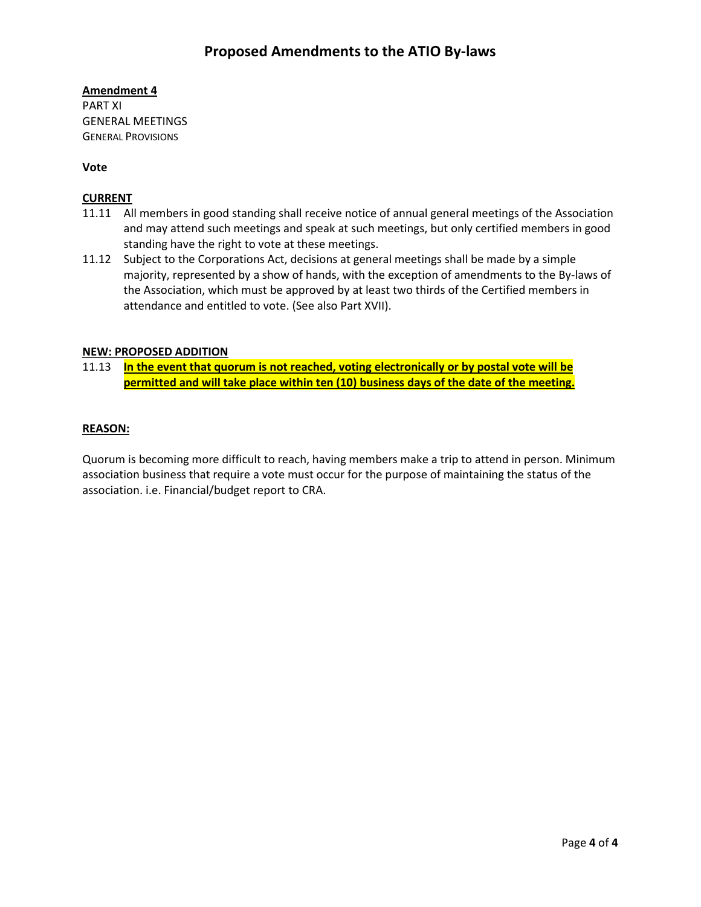# Proposed Amendments to the ATIO By-laws

**Amendment 4**

PART XI

GENERAL MEETINGS

GENERAL PROVISIONS

**Vote**

**CURRENT**

11.11 All members in good standing shall receive notice of annual general meetings of the Association and may attend such meetings and speak at such meetings, but only certified members in good standing have the right to vote at these meetings.

11.12 Subject to the Corporations Act, decisions at general meetings shall be made by a simple majority, represented by a show of hands, with the exception of amendments to the By-laws of the Association, which must be approved by at least two thirds of the Certified members in attendance and entitled to vote. (See also Part XVII).

**NEW: PROPOSED ADDITION**

11.13 **In the event that quorum is not reached, voting electronically or by postal vote will be permitted and will take place within ten (10) business days of the date of the meeting.**

**REASON:**

Quorum is becoming more difficult to reach, having members make a trip to attend in person. Minimum association business that require a vote must occur for the purpose of maintaining the status of the association. i.e. Financial/budget report to CRA.